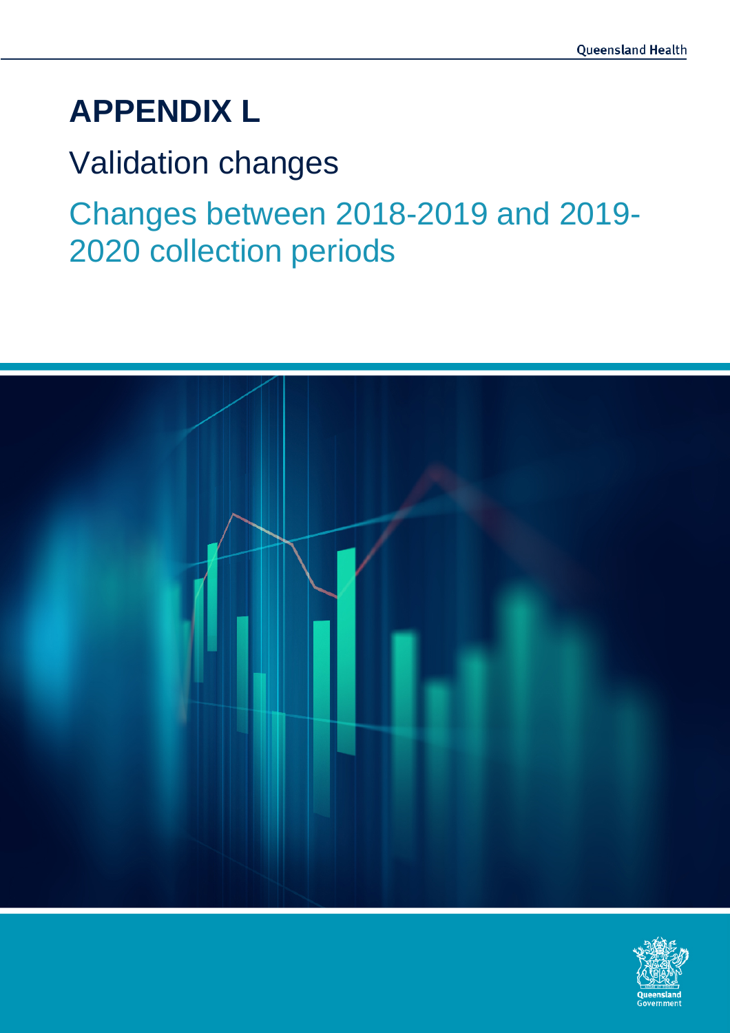# APPENDIX L

## Validation changes

### Changes between 2018-2019 and 2019-2020 collection periods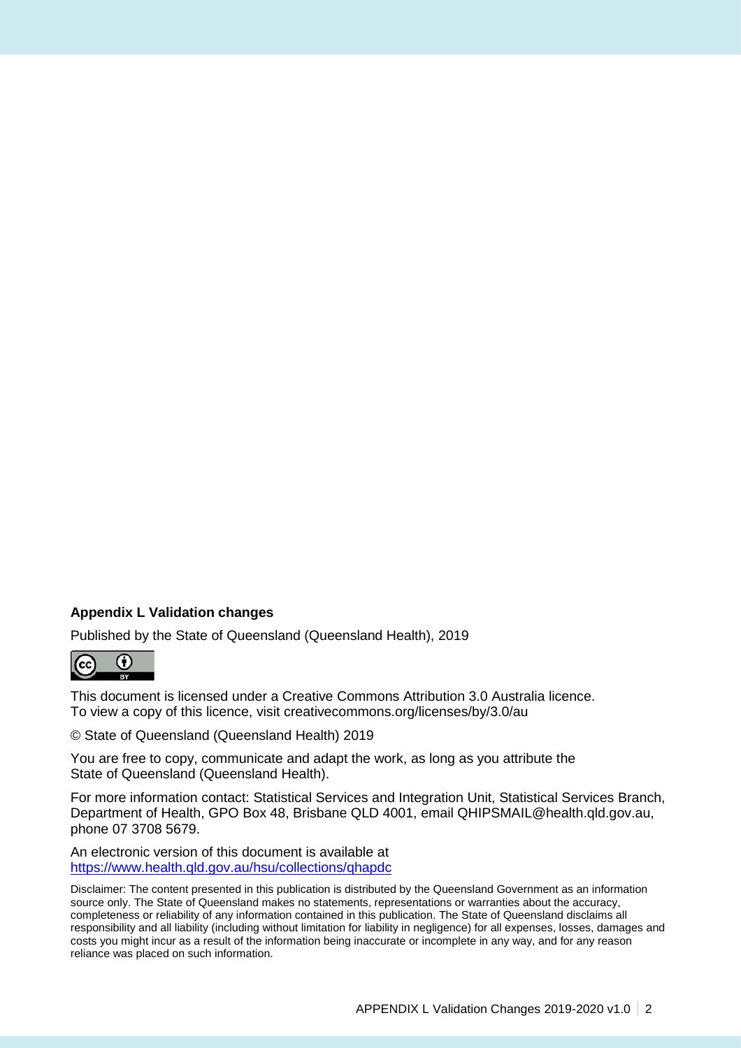**Appendix L Validation changes**

Published by the State of Queensland (Queensland Health), 2019

This document is licensed under a Creative Commons Attribution 3.0 Australia licence.
To view a copy of this licence, visit creativecommons.org/licenses/by/3.0/au

© State of Queensland (Queensland Health) 2019

You are free to copy, communicate and adapt the work, as long as you attribute the State of Queensland (Queensland Health).

For more information contact: Statistical Services and Integration Unit, Statistical Services Branch, Department of Health, GPO Box 48, Brisbane QLD 4001, email QHIPSMAIL@health.qld.gov.au, phone 07 3708 5679.

An electronic version of this document is available at
https://www.health.qld.gov.au/hsu/collections/qhapdc

Disclaimer: The content presented in this publication is distributed by the Queensland Government as an information source only. The State of Queensland makes no statements, representations or warranties about the accuracy, completeness or reliability of any information contained in this publication. The State of Queensland disclaims all responsibility and all liability (including without limitation for liability in negligence) for all expenses, losses, damages and costs you might incur as a result of the information being inaccurate or incomplete in any way, and for any reason reliance was placed on such information.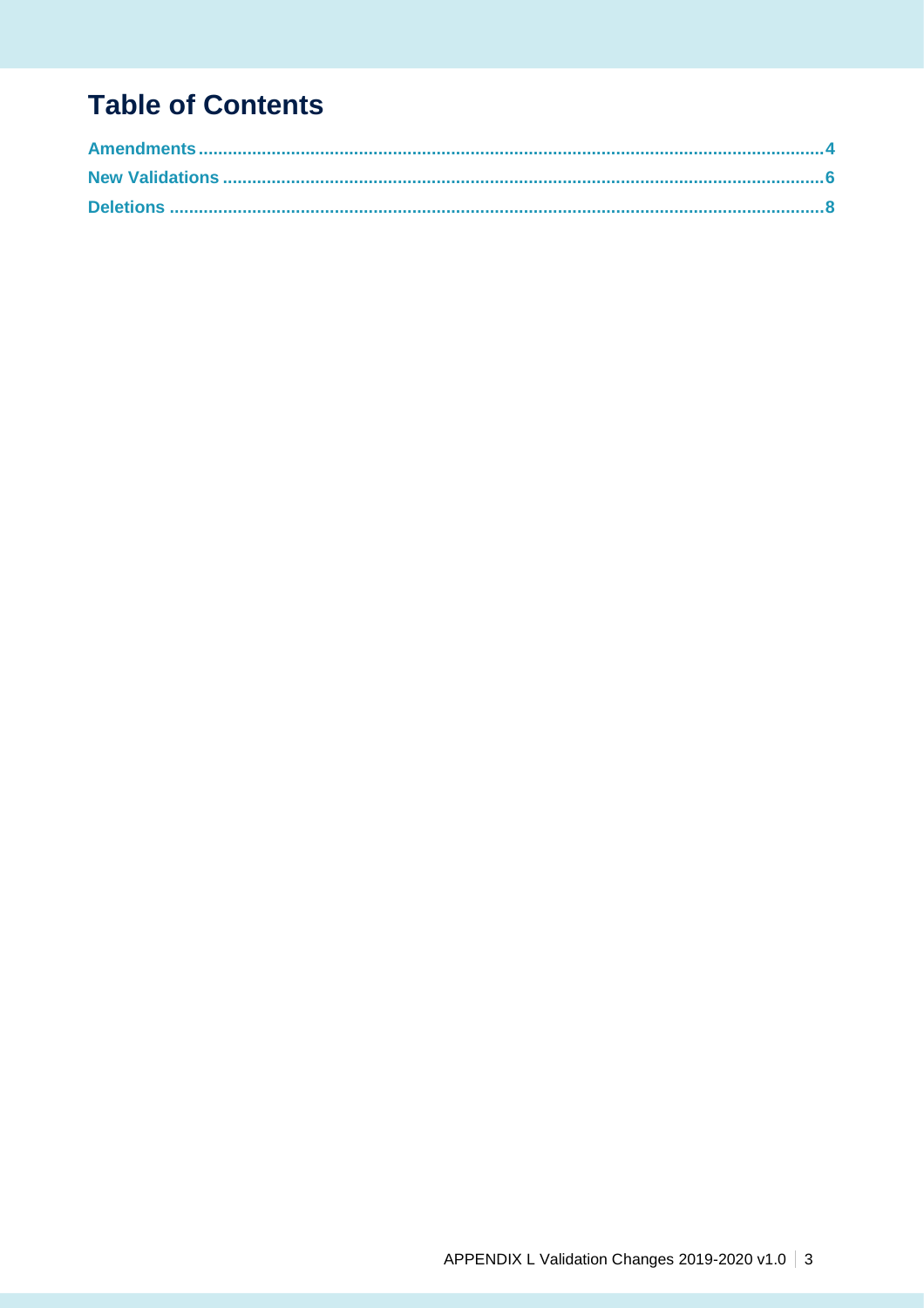# Table of Contents

Amendments ....................................................................................................................4
New Validations ...............................................................................................................6
Deletions .........................................................................................................................8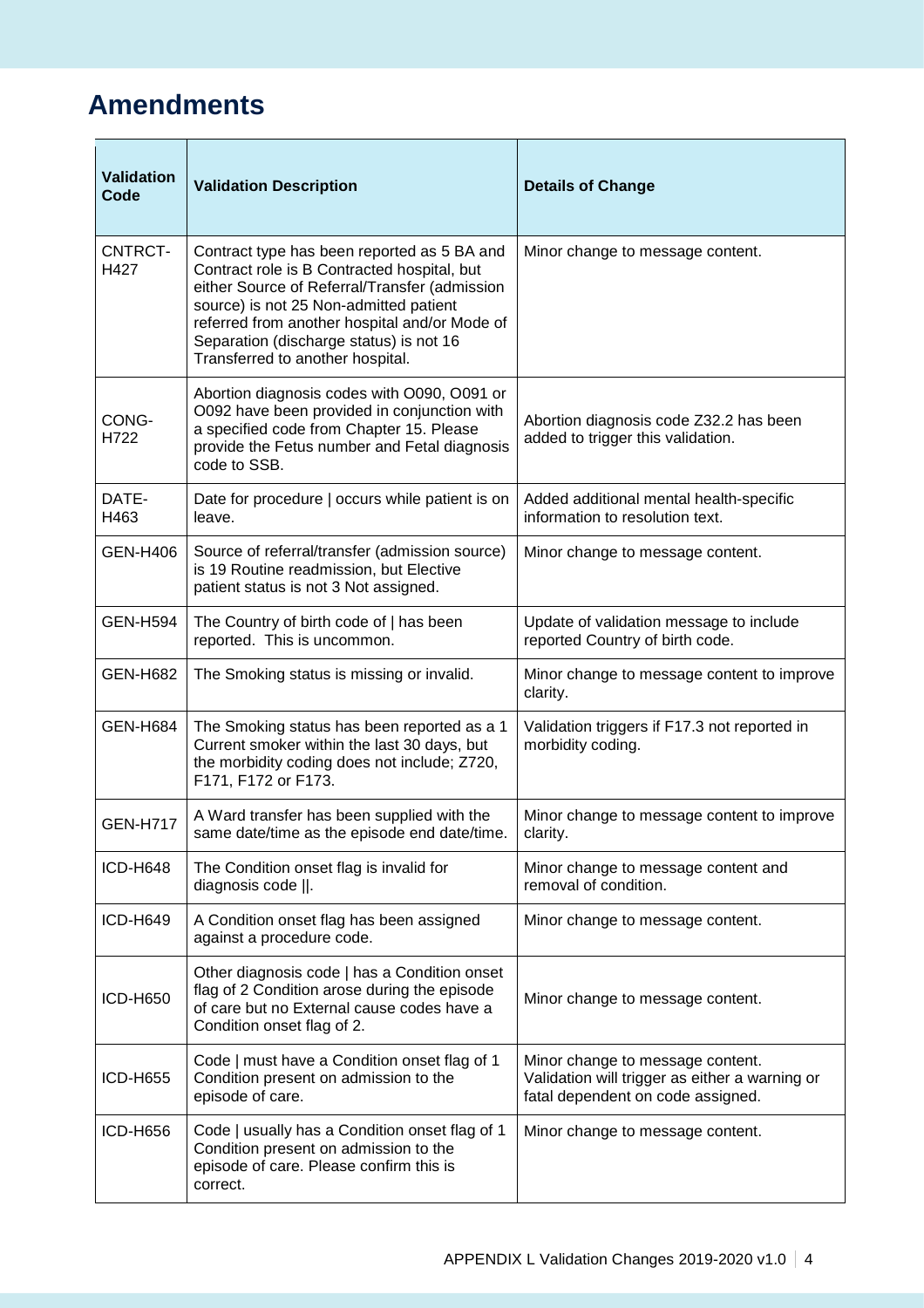## Amendments

| Validation Code | Validation Description | Details of Change |
|---|---|---|
| CNTRCT-H427 | Contract type has been reported as 5 BA and Contract role is B Contracted hospital, but either Source of Referral/Transfer (admission source) is not 25 Non-admitted patient referred from another hospital and/or Mode of Separation (discharge status) is not 16 Transferred to another hospital. | Minor change to message content. |
| CONG-H722 | Abortion diagnosis codes with O090, O091 or O092 have been provided in conjunction with a specified code from Chapter 15. Please provide the Fetus number and Fetal diagnosis code to SSB. | Abortion diagnosis code Z32.2 has been added to trigger this validation. |
| DATE-H463 | Date for procedure \| occurs while patient is on leave. | Added additional mental health-specific information to resolution text. |
| GEN-H406 | Source of referral/transfer (admission source) is 19 Routine readmission, but Elective patient status is not 3 Not assigned. | Minor change to message content. |
| GEN-H594 | The Country of birth code of \| has been reported. This is uncommon. | Update of validation message to include reported Country of birth code. |
| GEN-H682 | The Smoking status is missing or invalid. | Minor change to message content to improve clarity. |
| GEN-H684 | The Smoking status has been reported as a 1 Current smoker within the last 30 days, but the morbidity coding does not include; Z720, F171, F172 or F173. | Validation triggers if F17.3 not reported in morbidity coding. |
| GEN-H717 | A Ward transfer has been supplied with the same date/time as the episode end date/time. | Minor change to message content to improve clarity. |
| ICD-H648 | The Condition onset flag is invalid for diagnosis code \|\|. | Minor change to message content and removal of condition. |
| ICD-H649 | A Condition onset flag has been assigned against a procedure code. | Minor change to message content. |
| ICD-H650 | Other diagnosis code \| has a Condition onset flag of 2 Condition arose during the episode of care but no External cause codes have a Condition onset flag of 2. | Minor change to message content. |
| ICD-H655 | Code \| must have a Condition onset flag of 1 Condition present on admission to the episode of care. | Minor change to message content. Validation will trigger as either a warning or fatal dependent on code assigned. |
| ICD-H656 | Code \| usually has a Condition onset flag of 1 Condition present on admission to the episode of care. Please confirm this is correct. | Minor change to message content. |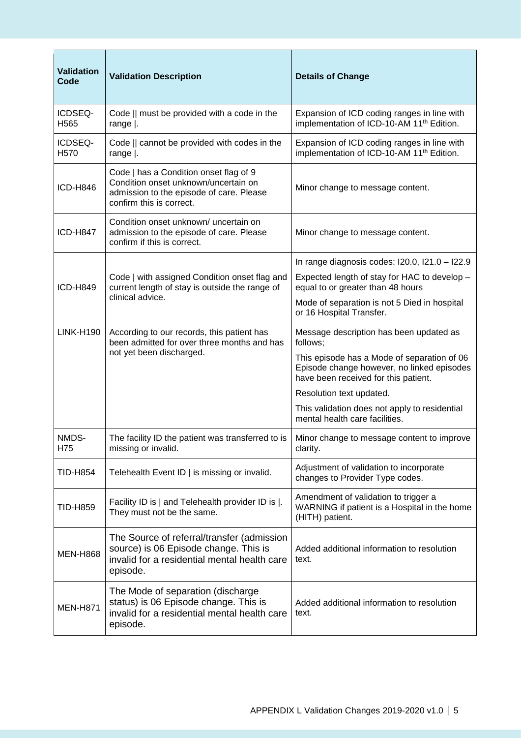| Validation Code | Validation Description | Details of Change |
|---|---|---|
| ICDSEQ-H565 | Code ǁ must be provided with a code in the range ǀ. | Expansion of ICD coding ranges in line with implementation of ICD-10-AM 11th Edition. |
| ICDSEQ-H570 | Code ǁ cannot be provided with codes in the range ǀ. | Expansion of ICD coding ranges in line with implementation of ICD-10-AM 11th Edition. |
| ICD-H846 | Code ǀ has a Condition onset flag of 9 Condition onset unknown/uncertain on admission to the episode of care. Please confirm this is correct. | Minor change to message content. |
| ICD-H847 | Condition onset unknown/ uncertain on admission to the episode of care. Please confirm if this is correct. | Minor change to message content. |
| ICD-H849 | Code ǀ with assigned Condition onset flag and current length of stay is outside the range of clinical advice. | In range diagnosis codes: I20.0, I21.0 – I22.9<br>Expected length of stay for HAC to develop – equal to or greater than 48 hours<br>Mode of separation is not 5 Died in hospital or 16 Hospital Transfer. |
| LINK-H190 | According to our records, this patient has been admitted for over three months and has not yet been discharged. | Message description has been updated as follows;<br>This episode has a Mode of separation of 06 Episode change however, no linked episodes have been received for this patient.<br>Resolution text updated.<br>This validation does not apply to residential mental health care facilities. |
| NMDS-H75 | The facility ID the patient was transferred to is missing or invalid. | Minor change to message content to improve clarity. |
| TID-H854 | Telehealth Event ID ǀ is missing or invalid. | Adjustment of validation to incorporate changes to Provider Type codes. |
| TID-H859 | Facility ID is ǀ and Telehealth provider ID is ǀ. They must not be the same. | Amendment of validation to trigger a WARNING if patient is a Hospital in the home (HITH) patient. |
| MEN-H868 | The Source of referral/transfer (admission source) is 06 Episode change. This is invalid for a residential mental health care episode. | Added additional information to resolution text. |
| MEN-H871 | The Mode of separation (discharge status) is 06 Episode change. This is invalid for a residential mental health care episode. | Added additional information to resolution text. |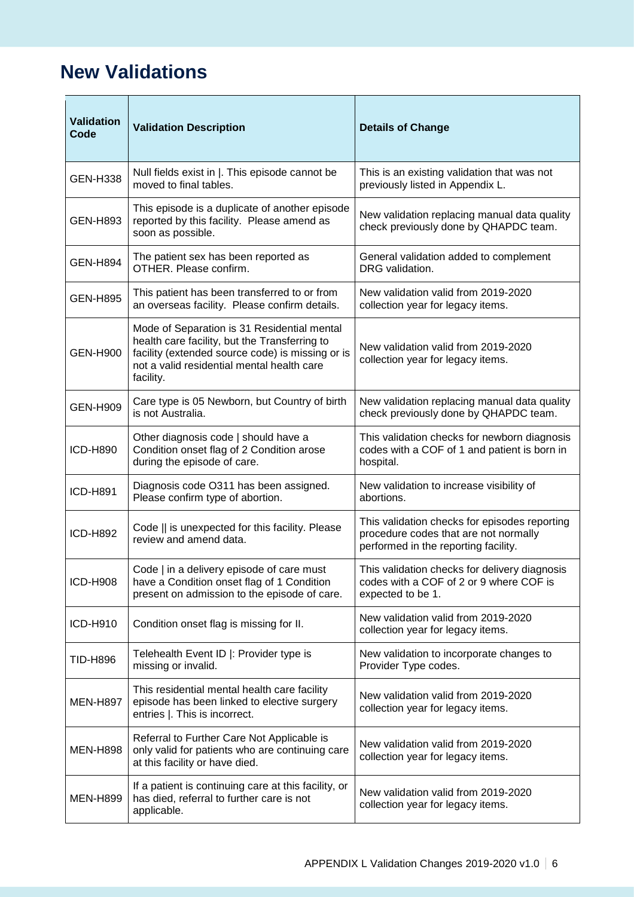# New Validations

| Validation Code | Validation Description | Details of Change |
|---|---|---|
| GEN-H338 | Null fields exist in \|. This episode cannot be moved to final tables. | This is an existing validation that was not previously listed in Appendix L. |
| GEN-H893 | This episode is a duplicate of another episode reported by this facility. Please amend as soon as possible. | New validation replacing manual data quality check previously done by QHAPDC team. |
| GEN-H894 | The patient sex has been reported as OTHER. Please confirm. | General validation added to complement DRG validation. |
| GEN-H895 | This patient has been transferred to or from an overseas facility. Please confirm details. | New validation valid from 2019-2020 collection year for legacy items. |
| GEN-H900 | Mode of Separation is 31 Residential mental health care facility, but the Transferring to facility (extended source code) is missing or is not a valid residential mental health care facility. | New validation valid from 2019-2020 collection year for legacy items. |
| GEN-H909 | Care type is 05 Newborn, but Country of birth is not Australia. | New validation replacing manual data quality check previously done by QHAPDC team. |
| ICD-H890 | Other diagnosis code \| should have a Condition onset flag of 2 Condition arose during the episode of care. | This validation checks for newborn diagnosis codes with a COF of 1 and patient is born in hospital. |
| ICD-H891 | Diagnosis code O311 has been assigned. Please confirm type of abortion. | New validation to increase visibility of abortions. |
| ICD-H892 | Code \|\| is unexpected for this facility. Please review and amend data. | This validation checks for episodes reporting procedure codes that are not normally performed in the reporting facility. |
| ICD-H908 | Code \| in a delivery episode of care must have a Condition onset flag of 1 Condition present on admission to the episode of care. | This validation checks for delivery diagnosis codes with a COF of 2 or 9 where COF is expected to be 1. |
| ICD-H910 | Condition onset flag is missing for II. | New validation valid from 2019-2020 collection year for legacy items. |
| TID-H896 | Telehealth Event ID \|: Provider type is missing or invalid. | New validation to incorporate changes to Provider Type codes. |
| MEN-H897 | This residential mental health care facility episode has been linked to elective surgery entries \|. This is incorrect. | New validation valid from 2019-2020 collection year for legacy items. |
| MEN-H898 | Referral to Further Care Not Applicable is only valid for patients who are continuing care at this facility or have died. | New validation valid from 2019-2020 collection year for legacy items. |
| MEN-H899 | If a patient is continuing care at this facility, or has died, referral to further care is not applicable. | New validation valid from 2019-2020 collection year for legacy items. |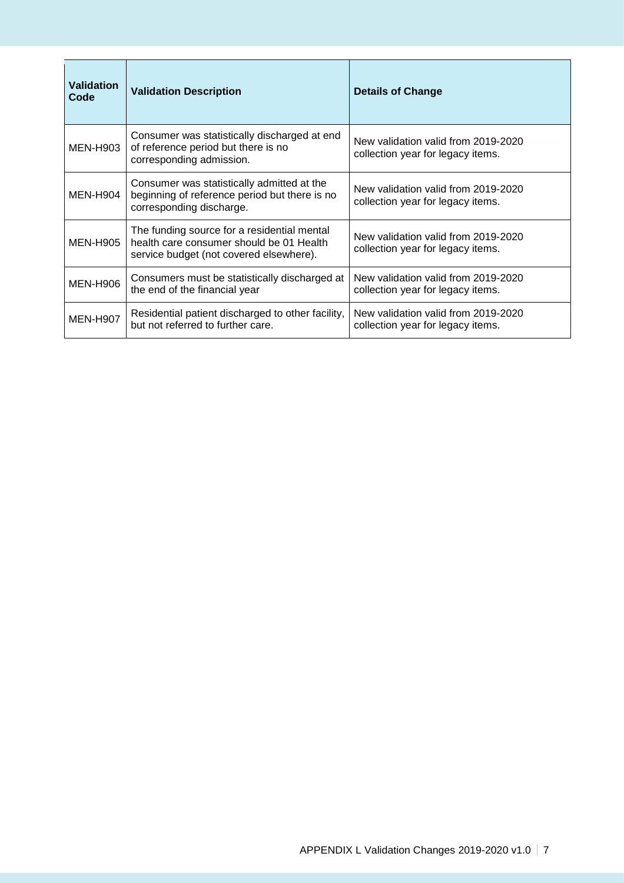| Validation Code | Validation Description | Details of Change |
|---|---|---|
| MEN-H903 | Consumer was statistically discharged at end of reference period but there is no corresponding admission. | New validation valid from 2019-2020 collection year for legacy items. |
| MEN-H904 | Consumer was statistically admitted at the beginning of reference period but there is no corresponding discharge. | New validation valid from 2019-2020 collection year for legacy items. |
| MEN-H905 | The funding source for a residential mental health care consumer should be 01 Health service budget (not covered elsewhere). | New validation valid from 2019-2020 collection year for legacy items. |
| MEN-H906 | Consumers must be statistically discharged at the end of the financial year | New validation valid from 2019-2020 collection year for legacy items. |
| MEN-H907 | Residential patient discharged to other facility, but not referred to further care. | New validation valid from 2019-2020 collection year for legacy items. |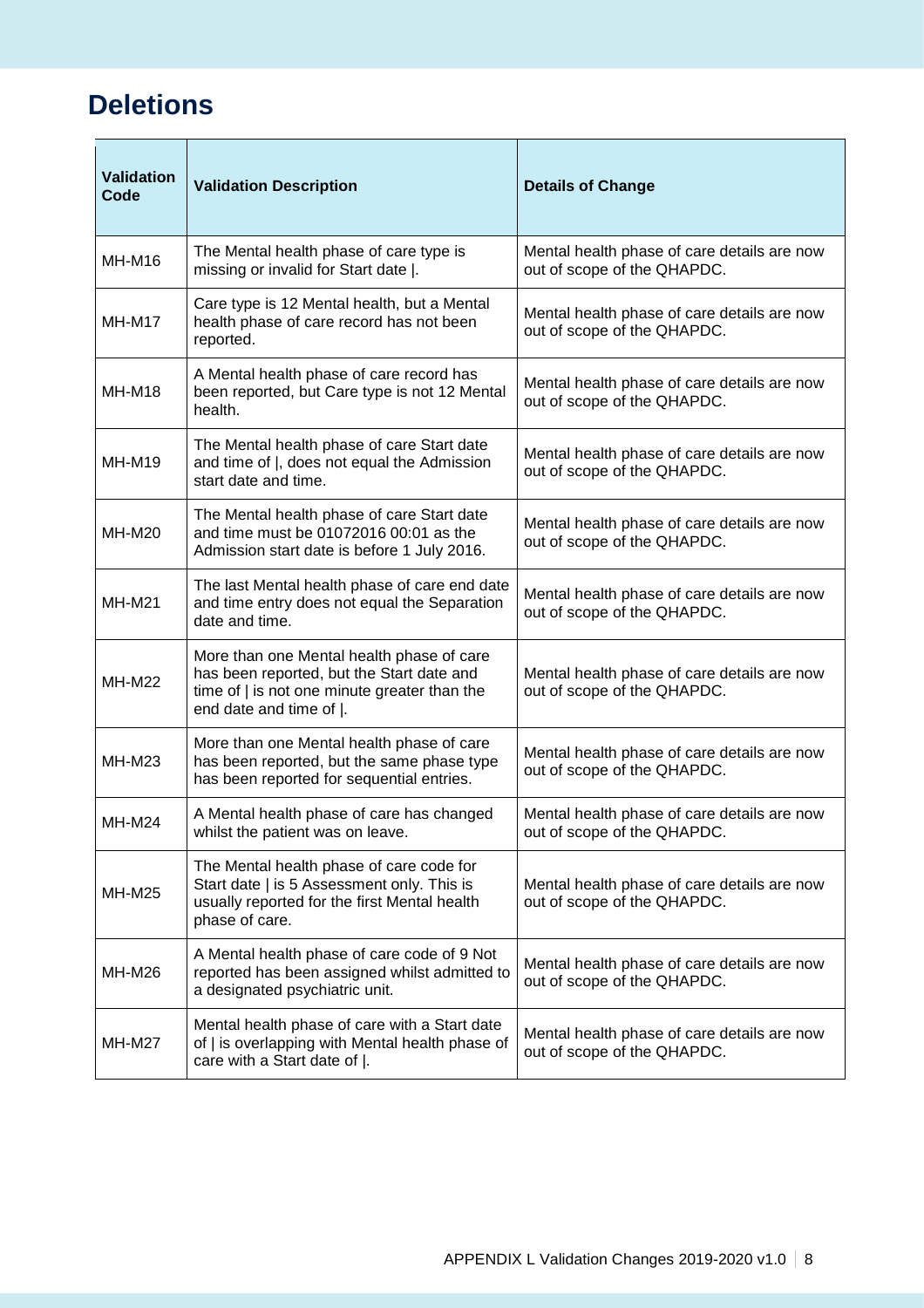# Deletions

| Validation Code | Validation Description | Details of Change |
|---|---|---|
| MH-M16 | The Mental health phase of care type is missing or invalid for Start date \|. | Mental health phase of care details are now out of scope of the QHAPDC. |
| MH-M17 | Care type is 12 Mental health, but a Mental health phase of care record has not been reported. | Mental health phase of care details are now out of scope of the QHAPDC. |
| MH-M18 | A Mental health phase of care record has been reported, but Care type is not 12 Mental health. | Mental health phase of care details are now out of scope of the QHAPDC. |
| MH-M19 | The Mental health phase of care Start date and time of \|, does not equal the Admission start date and time. | Mental health phase of care details are now out of scope of the QHAPDC. |
| MH-M20 | The Mental health phase of care Start date and time must be 01072016 00:01 as the Admission start date is before 1 July 2016. | Mental health phase of care details are now out of scope of the QHAPDC. |
| MH-M21 | The last Mental health phase of care end date and time entry does not equal the Separation date and time. | Mental health phase of care details are now out of scope of the QHAPDC. |
| MH-M22 | More than one Mental health phase of care has been reported, but the Start date and time of \| is not one minute greater than the end date and time of \|. | Mental health phase of care details are now out of scope of the QHAPDC. |
| MH-M23 | More than one Mental health phase of care has been reported, but the same phase type has been reported for sequential entries. | Mental health phase of care details are now out of scope of the QHAPDC. |
| MH-M24 | A Mental health phase of care has changed whilst the patient was on leave. | Mental health phase of care details are now out of scope of the QHAPDC. |
| MH-M25 | The Mental health phase of care code for Start date \| is 5 Assessment only. This is usually reported for the first Mental health phase of care. | Mental health phase of care details are now out of scope of the QHAPDC. |
| MH-M26 | A Mental health phase of care code of 9 Not reported has been assigned whilst admitted to a designated psychiatric unit. | Mental health phase of care details are now out of scope of the QHAPDC. |
| MH-M27 | Mental health phase of care with a Start date of \| is overlapping with Mental health phase of care with a Start date of \|. | Mental health phase of care details are now out of scope of the QHAPDC. |